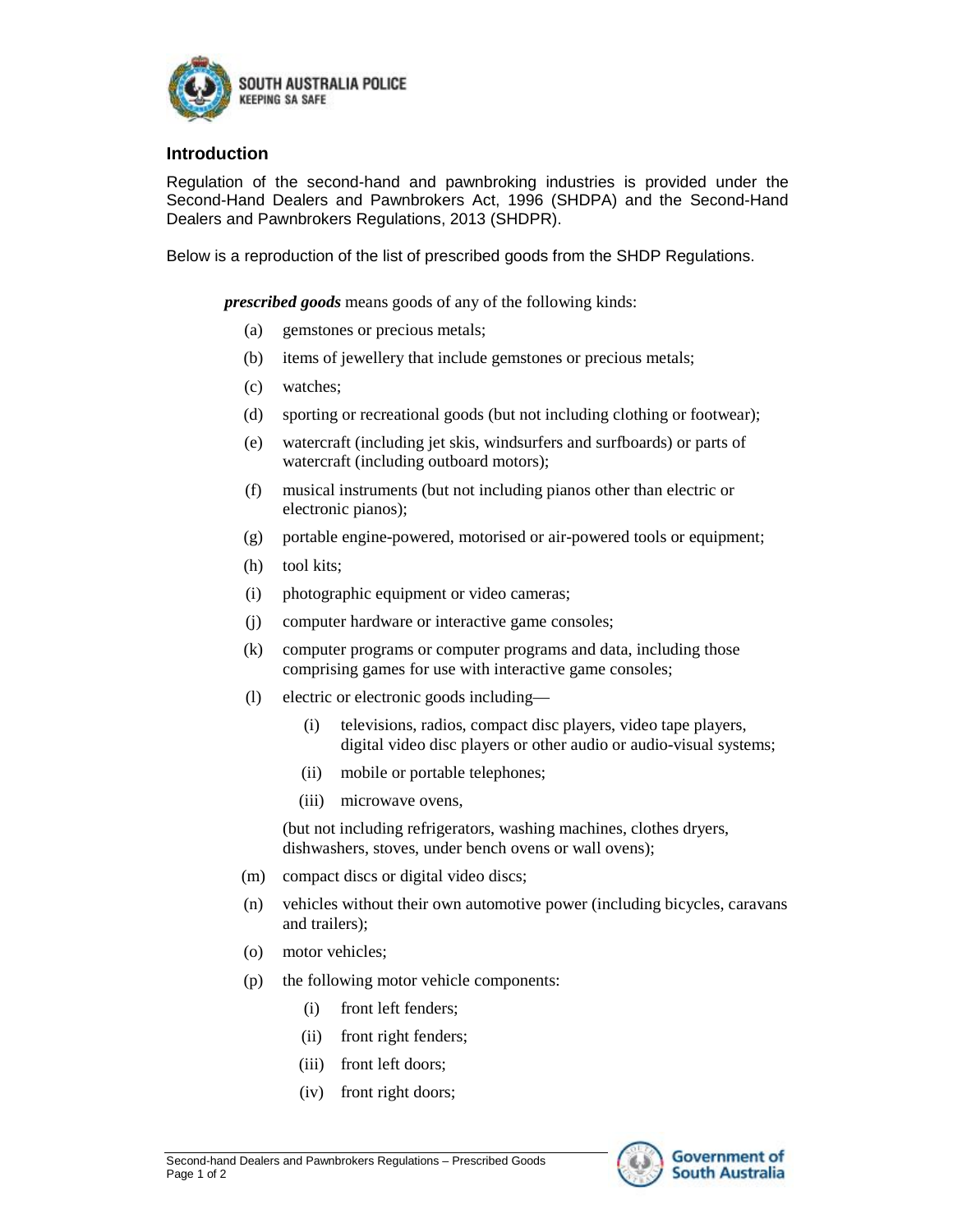## Introduction

Regulation of the second-hand and pawnbroking industries is provided under the Second-Hand Dealers and Pawnbrokers Act, 1996 (SHDPA) and the Second-Hand Dealers and Pawnbrokers Regulations, 2013 (SHDPR).

Below is a reproduction of the list of prescribed goods from the SHDP Regulations.

> ***prescribed goods*** means goods of any of the following kinds:
>
> (a) gemstones or precious metals;
>
> (b) items of jewellery that include gemstones or precious metals;
>
> (c) watches;
>
> (d) sporting or recreational goods (but not including clothing or footwear);
>
> (e) watercraft (including jet skis, windsurfers and surfboards) or parts of watercraft (including outboard motors);
>
> (f) musical instruments (but not including pianos other than electric or electronic pianos);
>
> (g) portable engine-powered, motorised or air-powered tools or equipment;
>
> (h) tool kits;
>
> (i) photographic equipment or video cameras;
>
> (j) computer hardware or interactive game consoles;
>
> (k) computer programs or computer programs and data, including those comprising games for use with interactive game consoles;
>
> (l) electric or electronic goods including—
>
> > (i) televisions, radios, compact disc players, video tape players, digital video disc players or other audio or audio-visual systems;
> >
> > (ii) mobile or portable telephones;
> >
> > (iii) microwave ovens,
>
> (but not including refrigerators, washing machines, clothes dryers, dishwashers, stoves, under bench ovens or wall ovens);
>
> (m) compact discs or digital video discs;
>
> (n) vehicles without their own automotive power (including bicycles, caravans and trailers);
>
> (o) motor vehicles;
>
> (p) the following motor vehicle components:
>
> > (i) front left fenders;
> >
> > (ii) front right fenders;
> >
> > (iii) front left doors;
> >
> > (iv) front right doors;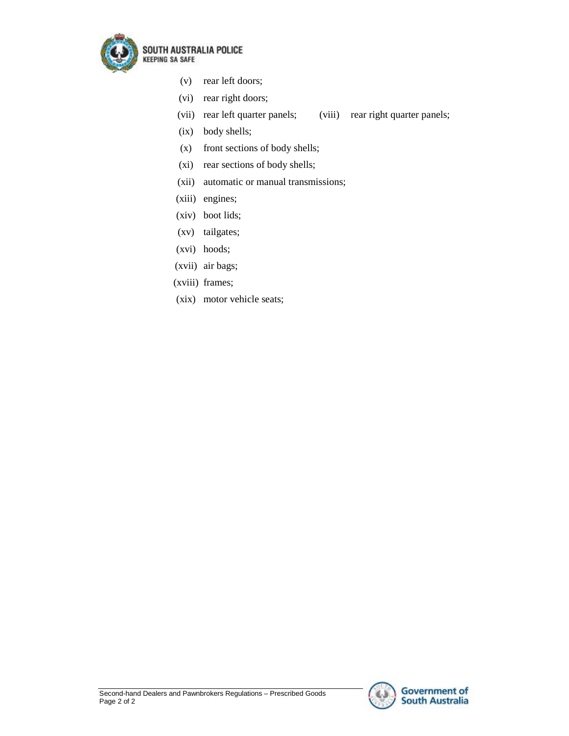(v) rear left doors;

(vi) rear right doors;

(vii) rear left quarter panels;

(viii) rear right quarter panels;

(ix) body shells;

(x) front sections of body shells;

(xi) rear sections of body shells;

(xii) automatic or manual transmissions;

(xiii) engines;

(xiv) boot lids;

(xv) tailgates;

(xvi) hoods;

(xvii) air bags;

(xviii) frames;

(xix) motor vehicle seats;